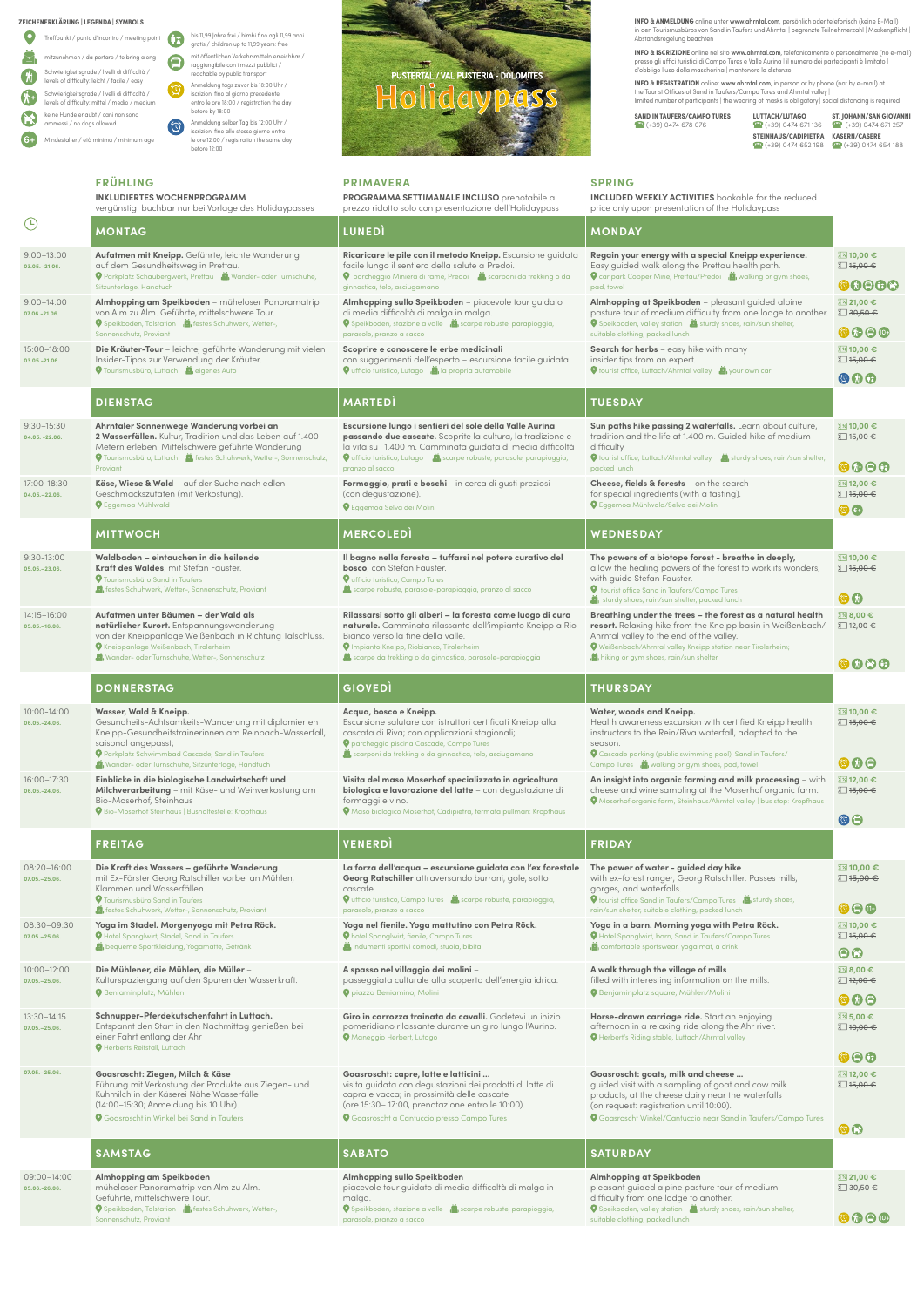## ZEICHENERKLÄRUNG | LEGENDA | SYMBOLS

- Treffpunkt / punto d'incontro / meeting point
- mitzunehmen / da portare / to bring along
- Schwierigkeitsgrade / livelli di difficoltà / levels of difficulty: leicht / facile / easy
- Schwierigkeitsgrade / livelli di difficoltà / levels of difficulty: mittel / media / medium
- keine Hunde erlaubt / cani non sono ammessi / no dogs allowed
- 6+ Mindestalter / età minima / minimum age
- bis 11,99 Jahre frei / bimbi fino agli 11,99 anni gratis / children up to 11,99 years: free
- mit öffentlichen Verkehrsmitteln erreichbar / raggiungibile con i mezzi pubblici / reachable by public transport
- Anmeldung tags zuvor bis 18:00 Uhr / iscrizioni fino al giorno precedente entro le ore 18:00 / registration the day before by 18:00
- Anmeldung selber Tag bis 12:00 Uhr / iscrizioni fino allo stesso giorno entro le ore 12:00 / registration the same day before 12:00

# PUSTERTAL / VAL PUSTERIA - DOLOMITES
# Holidaypass

**INFO & ANMELDUNG** online unter **www.ahrntal.com**, persönlich oder telefonisch (keine E-Mail) in den Tourismusbüros von Sand in Taufers und Ahrntal | begrenzte Teilnehmerzahl | Maskenpflicht | Abstandsregelung beachten

**INFO & ISCRIZIONE** online nel sito **www.ahrntal.com**, telefonicamente o personalmente (no e-mail) presso gli uffici turistici di Campo Tures e Valle Aurina | il numero dei partecipanti è limitato | d'obbligo l'uso della mascherina | mantenere le distanze

**INFO & REGISTRATION** online: **www.ahrntal.com**, in person or by phone (not by e-mail) at the Tourist Offices of Sand in Taufers/Campo Tures and Ahrntal valley | limited number of participants | the wearing of masks is obligatory | social distancing is required

**SAND IN TAUFERS/CAMPO TURES** (+39) 0474 678 076
**LUTTACH/LUTAGO** (+39) 0474 671 136
**ST. JOHANN/SAN GIOVANNI** (+39) 0474 671 257
**STEINHAUS/CADIPIETRA** (+39) 0474 652 198
**KASERN/CASERE** (+39) 0474 654 188

| | FRÜHLING<br>INKLUDIERTES WOCHENPROGRAMM vergünstigt buchbar nur bei Vorlage des Holidaypasses | PRIMAVERA<br>PROGRAMMA SETTIMANALE INCLUSO prenotabile a prezzo ridotto solo con presentazione dell'Holidaypass | SPRING<br>INCLUDED WEEKLY ACTIVITIES bookable for the reduced price only upon presentation of the Holidaypass | |
|---|---|---|---|---|
| | **MONTAG** | **LUNEDÌ** | **MONDAY** | |
| 9:00–13:00<br>03.05.–21.06. | **Aufatmen mit Kneipp.** Geführte, leichte Wanderung auf dem Gesundheitsweg in Prettau.<br>Parkplatz Schaubergwerk, Prettau · Wander- oder Turnschuhe, Sitzunterlage, Handtuch | **Ricaricare le pile con il metodo Kneipp.** Escursione guidata facile lungo il sentiero della salute a Predoi.<br>parcheggio Miniera di rame, Predoi · scarponi da trekking o da ginnastica, telo, asciugamano | **Regain your energy with a special Kneipp experience.** Easy guided walk along the Prettau health path.<br>car park Copper Mine, Prettau/Predoi · walking or gym shoes, pad, towel | 10,00 €<br>~~15,00 €~~ |
| 9:00–14:00<br>07.06.–21.06. | **Almhopping am Speikboden** – müheloser Panoramatrip von Alm zu Alm. Geführte, mittelschwere Tour.<br>Speikboden, Talstation · festes Schuhwerk, Wetter-, Sonnenschutz, Proviant | **Almhopping sullo Speikboden** – piacevole tour guidato di media difficoltà di malga in malga.<br>Speikboden, stazione a valle · scarpe robuste, parapioggia, parasole, pranzo al sacco | **Almhopping at Speikboden** – pleasant guided alpine pasture tour of medium difficulty from one lodge to another.<br>Speikboden, valley station · sturdy shoes, rain/sun shelter, suitable clothing, packed lunch | 21,00 €<br>~~30,50 €~~<br>10+ |
| 15:00–18:00<br>03.05.–21.06. | **Die Kräuter-Tour** – leichte, geführte Wanderung mit vielen Insider-Tipps zur Verwendung der Kräuter.<br>Tourismusbüro, Luttach · eigenes Auto | **Scoprire e conoscere le erbe medicinali** con suggerimenti dell'esperto – escursione facile guidata.<br>ufficio turistico, Lutago · la propria automobile | **Search for herbs** – easy hike with many insider tips from an expert.<br>tourist office, Luttach/Ahrntal valley · your own car | 10,00 €<br>~~15,00 €~~ |
| | **DIENSTAG** | **MARTEDÌ** | **TUESDAY** | |
| 9:30–15:30<br>04.05.–22.06. | **Ahrntaler Sonnenwege Wanderung vorbei an 2 Wasserfällen.** Kultur, Tradition und das Leben auf 1.400 Metern erleben. Mittelschwere geführte Wanderung<br>Tourismusbüro, Luttach · festes Schuhwerk, Wetter-, Sonnenschutz, Proviant | **Escursione lungo i sentieri del sole della Valle Aurina passando due cascate.** Scoprite la cultura, la tradizione e la vita su i 1.400 m. Camminata guidata di media difficoltà<br>ufficio turistico, Lutago · scarpe robuste, parasole, parapioggia, pranzo al sacco | **Sun paths hike passing 2 waterfalls.** Learn about culture, tradition and the life at 1.400 m. Guided hike of medium difficulty<br>tourist office, Luttach/Ahrntal valley · sturdy shoes, rain/sun shelter, packed lunch | 10,00 €<br>~~15,00 €~~ |
| 17:00–18:30<br>04.05.–22.06. | **Käse, Wiese & Wald** – auf der Suche nach edlen Geschmackszutaten (mit Verkostung).<br>Eggemoa Mühlwald | **Formaggio, prati e boschi** – in cerca di gusti preziosi (con degustazione).<br>Eggemoa Selva dei Molini | **Cheese, fields & forests** – on the search for special ingredients (with a tasting).<br>Eggemoa Mühlwald/Selva dei Molini | 12,00 €<br>~~15,00 €~~<br>6+ |
| | **MITTWOCH** | **MERCOLEDÌ** | **WEDNESDAY** | |
| 9:30–13:00<br>05.05.–23.06. | **Waldbaden – eintauchen in die heilende Kraft des Waldes;** mit Stefan Fauster.<br>Tourismusbüro Sand in Taufers · festes Schuhwerk, Wetter-, Sonnenschutz, Proviant | **Il bagno nella foresta – tuffarsi nel potere curativo del bosco;** con Stefan Fauster.<br>ufficio turistico, Campo Tures · scarpe robuste, parasole-parapioggia, pranzo al sacco | **The powers of a biotope forest - breathe in deeply,** allow the healing powers of the forest to work its wonders, with guide Stefan Fauster.<br>tourist office Sand in Taufers/Campo Tures · sturdy shoes, rain/sun shelter, packed lunch | 10,00 €<br>~~15,00 €~~ |
| 14:15–16:00<br>05.05.–16.06. | **Aufatmen unter Bäumen – der Wald als natürlicher Kurort.** Entspannungswanderung von der Kneippanlage Weißenbach in Richtung Talschluss.<br>Kneippanlage Weißenbach, Tirolerheim · Wander- oder Turnschuhe, Wetter-, Sonnenschutz | **Rilassarsi sotto gli alberi – la foresta come luogo di cura naturale.** Camminata rilassante dall'impianto Kneipp a Rio Bianco verso la fine della valle.<br>Impianto Kneipp, Riobianco, Tirolerheim · scarpe da trekking o da ginnastica, parasole-parapioggia | **Breathing under the trees – the forest as a natural health resort.** Relaxing hike from the Kneipp basin in Weißenbach/Ahrntal valley to the end of the valley.<br>Weißenbach/Ahrntal valley Kneipp station near Tirolerheim, · hiking or gym shoes, rain/sun shelter | 8,00 €<br>~~12,00 €~~ |
| | **DONNERSTAG** | **GIOVEDÌ** | **THURSDAY** | |
| 10:00–14:00<br>06.05.–24.06. | **Wasser, Wald & Kneipp.** Gesundheits-Achtsamkeits-Wanderung mit diplomierten Kneipp-Gesundheitstrainerinnen am Reinbach-Wasserfall, saisonal angepasst;<br>Parkplatz Schwimmbad Cascade, Sand in Taufers · Wander- oder Turnschuhe, Sitzunterlage, Handtuch | **Acqua, bosco e Kneipp.** Escursione salutare con istruttori certificati Kneipp alla cascata di Riva; con applicazioni stagionali;<br>parcheggio piscina Cascade, Campo Tures · scarponi da trekking o da ginnastica, telo, asciugamano | **Water, woods and Kneipp.** Health awareness excursion with certified Kneipp health instructors to the Rein/Riva waterfall, adapted to the season.<br>Cascade parking (public swimming pool), Sand in Taufers/Campo Tures · walking or gym shoes, pad, towel | 10,00 €<br>~~15,00 €~~ |
| 16:00–17:30<br>06.05.–24.06. | **Einblicke in die biologische Landwirtschaft und Milchverarbeitung** – mit Käse- und Weinverkostung am Bio-Moserhof, Steinhaus<br>Bio-Moserhof Steinhaus \| Bushaltestelle: Kropfhaus | **Visita del maso Moserhof specializzato in agricoltura biologica e lavorazione del latte** – con degustazione di formaggi e vino.<br>Maso biologico Moserhof, Cadipietra, fermata pullman: Kropfhaus | **An insight into organic farming and milk processing** – with cheese and wine sampling at the Moserhof organic farm.<br>Moserhof organic farm, Steinhaus/Ahrntal valley \| bus stop: Kropfhaus | 12,00 €<br>~~15,00 €~~ |
| | **FREITAG** | **VENERDÌ** | **FRIDAY** | |
| 08:20–16:00<br>07.05.–25.06. | **Die Kraft des Wassers – geführte Wanderung** mit Ex-Förster Georg Ratschiller vorbei an Mühlen, Klammen und Wasserfällen.<br>Tourismusbüro Sand in Taufers · festes Schuhwerk, Wetter-, Sonnenschutz, Proviant | **La forza dell'acqua – escursione guidata con l'ex forestale Georg Ratschiller** attraversando burroni, gole, sotto cascate.<br>ufficio turistico, Campo Tures · scarpe robuste, parapioggia, parasole, pranzo al sacco | **The power of water - guided day hike** with ex-forest ranger, Georg Ratschiller. Passes mills, gorges, and waterfalls.<br>tourist office Sand in Taufers/Campo Tures · sturdy shoes, rain/sun shelter, suitable clothing, packed lunch | 10,00 €<br>~~15,00 €~~<br>11+ |
| 08:30–09:30<br>07.05.–25.06. | **Yoga im Stadel. Morgenyoga mit Petra Röck.**<br>Hotel Spanglwirt, Stadel, Sand in Taufers · bequeme Sportkleidung, Yogamatte, Getränk | **Yoga nel fienile. Yoga mattutino con Petra Röck.**<br>hotel Spanglwirt, fienile, Campo Tures · indumenti sportivi comodi, stuoia, bibita | **Yoga in a barn. Morning yoga with Petra Röck.**<br>Hotel Spanglwirt, barn, Sand in Taufers/Campo Tures · comfortable sportswear, yoga mat, a drink | 10,00 €<br>~~15,00 €~~ |
| 10:00–12:00<br>07.05.–25.06. | **Die Mühlener, die Mühlen, die Müller** – Kulturspaziergang auf den Spuren der Wasserkraft.<br>Beniaminplatz, Mühlen | **A spasso nel villaggio dei molini** – passeggiata culturale alla scoperta dell'energia idrica.<br>piazza Beniamino, Molini | **A walk through the village of mills** filled with interesting information on the mills.<br>Benjaminplatz square, Mühlen/Molini | 8,00 €<br>~~12,00 €~~ |
| 13:30–14:15<br>07.05.–25.06. | **Schnupper-Pferdekutschenfahrt in Luttach.** Entspannt den Start in den Nachmittag genießen bei einer Fahrt entlang der Ahr<br>Herberts Reitstall, Luttach | **Giro in carrozza trainata da cavalli.** Godetevi un inizio pomeridiano rilassante durante un giro lungo l'Aurino.<br>Maneggio Herbert, Lutago | **Horse-drawn carriage ride.** Start an enjoying afternoon in a relaxing ride along the Ahr river.<br>Herbert's Riding stable, Luttach/Ahrntal valley | 5,00 €<br>~~10,00 €~~ |
| 07.05.–25.06. | **Goasroscht: Ziegen, Milch & Käse** Führung mit Verkostung der Produkte aus Ziegen- und Kuhmilch in der Käserei Nähe Wasserfälle (14:00–15:30; Anmeldung bis 10 Uhr).<br>Goasroscht in Winkel bei Sand in Taufers | **Goasroscht: capre, latte e latticini ...** visita guidata con degustazioni dei prodotti di latte di capra e vacca; in prossimità delle cascate (ore 15:30– 17:00, prenotazione entro le 10:00).<br>Goasroscht a Cantuccio presso Campo Tures | **Goasroscht: goats, milk and cheese ...** guided visit with a sampling of goat and cow milk products, at the cheese dairy near the waterfalls (on request: registration until 10:00).<br>Goasroscht Winkel/Cantuccio near Sand in Taufers/Campo Tures | 12,00 €<br>~~15,00 €~~ |
| | **SAMSTAG** | **SABATO** | **SATURDAY** | |
| 09:00–14:00<br>05.06.–26.06. | **Almhopping am Speikboden** müheloser Panoramatrip von Alm zu Alm. Geführte, mittelschwere Tour.<br>Speikboden, Talstation · festes Schuhwerk, Wetter-, Sonnenschutz, Proviant | **Almhopping sullo Speikboden** piacevole tour guidato di media difficoltà di malga in malga.<br>Speikboden, stazione a valle · scarpe robuste, parapioggia, parasole, pranzo al sacco | **Almhopping at Speikboden** pleasant guided alpine pasture tour of medium difficulty from one lodge to another.<br>Speikboden, valley station · sturdy shoes, rain/sun shelter, suitable clothing, packed lunch | 21,00 €<br>~~30,50 €~~<br>10+ |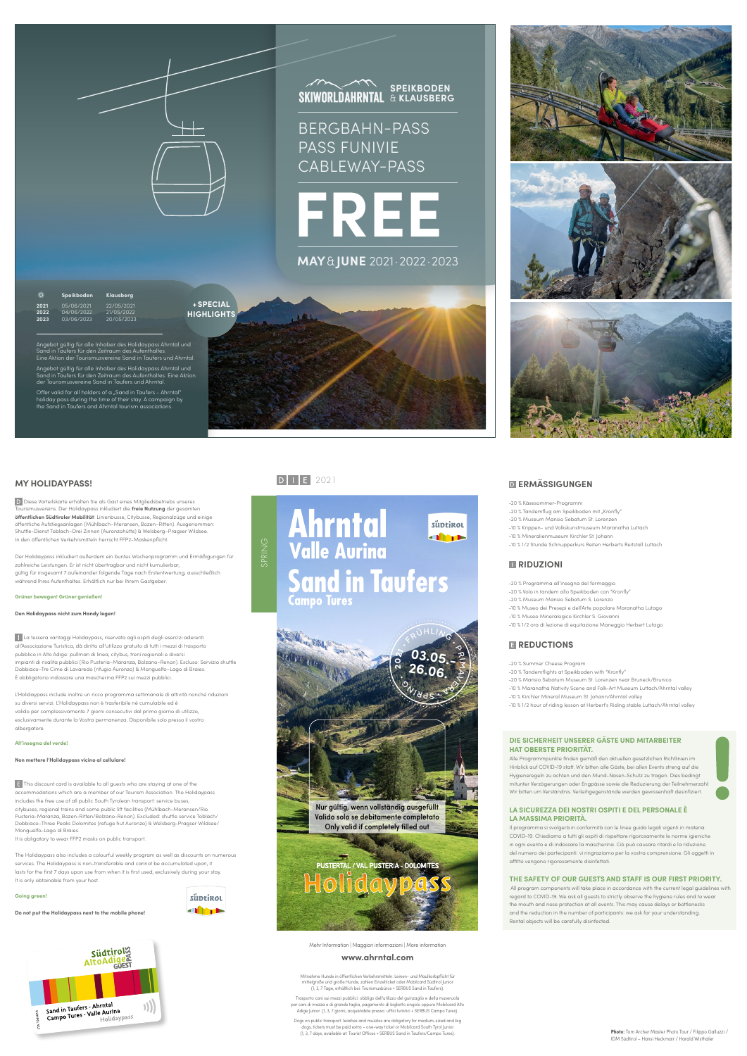SKIWORLDAHRNTAL SPEIKBODEN & KLAUSBERG

# BERGBAHN-PASS
# PASS FUNIVIE
# CABLEWAY-PASS

# FREE

**MAY** & **JUNE** 2021 · 2022 · 2023

| | Speikboden | Klausberg |
|---|---|---|
| 2021 | 05/06/2021 | 22/05/2021 |
| 2022 | 04/06/2022 | 21/05/2022 |
| 2023 | 03/06/2023 | 20/05/2023 |

+SPECIAL HIGHLIGHTS

Angebot gültig für alle Inhaber des Holidaypass Ahrntal und Sand in Taufers für den Zeitraum des Aufenthaltes. Eine Aktion der Tourismusvereine Sand in Taufers und Ahrntal.

Angebot gültig für alle Inhaber des Holidaypass Ahrntal und Sand in Taufers für den Zeitraum des Aufenthaltes. Eine Aktion der Tourismusvereine Sand in Taufers und Ahrntal.

Offer valid for all holders of a „Sand in Taufers - Ahrntal" holiday pass during the time of their stay. A campaign by the Sand in Taufers and Ahrntal tourism associations.

## MY HOLIDAYPASS!

D Diese Vorteilskarte erhalten Sie als Gast eines Mitgliedsbetriebs unseres Tourismusvereins. Der Holidaypass inkludiert die **freie Nutzung** der gesamten **öffentlichen Südtiroler Mobilität**: Linienbusse, Citybusse, Regionalzüge und einige öffentliche Aufstiegsanlagen (Mühlbach–Meransen, Bozen–Ritten). Ausgenommen: Shuttle-Dienst Toblach–Drei Zinnen (Auronzohütte) & Welsberg–Pragser Wildsee. In den öffentlichen Verkehrsmitteln herrscht FFP2-Maskenpflicht.

Der Holidaypass inkludiert außerdem ein buntes Wochenprogramm und Ermäßigungen für zahlreiche Leistungen. Er ist nicht übertragbar und nicht kumulierbar, gültig für insgesamt 7 aufeinander folgende Tage nach Erstentwertung, ausschließlich während Ihres Aufenthaltes. Erhältlich nur bei Ihrem Gastgeber.

**Grüner bewegen! Grüner genießen!**

**Den Holidaypass nicht zum Handy legen!**

I La tessera vantaggi Holidaypass, riservata agli ospiti degli esercizi aderenti all'Associazione Turistica, dà diritto all'utilizzo gratuito di tutti i mezzi di trasporto pubblico in Alto Adige: pullman di linea, citybus, treni regionali e diversi impianti di risalita pubblici (Rio Pusteria–Maranza, Bolzano–Renon). Escluso: Servizio shuttle Dobbiaco–Tre Cime di Lavaredo (rifugio Auronzo) & Monguelfo–Lago di Braies. È obbligatorio indossare una mascherina FFP2 sui mezzi pubblici.

L'Holidaypass include inoltre un ricco programma settimanale di attività nonché riduzioni su diversi servizi. L'Holidaypass non è trasferibile né cumulabile ed è valido per complessivamente 7 giorni consecutivi dal primo giorno di utilizzo, esclusivamente durante la Vostra permanenza. Disponibile solo presso il vostro albergatore.

**All'insegna del verde!**

**Non mettere l'Holidaypass vicino al cellulare!**

E This discount card is available to all guests who are staying at one of the accommodations which are a member of our Tourism Association. The Holidaypass includes the free use of all public South Tyrolean transport: service buses, citybuses, regional trains and some public lift facilities (Mühlbach–Meransen/Rio Pusteria–Maranza, Bozen–Ritten/Bolzano–Renon). Excluded: shuttle service Toblach/Dobbiaco–Three Peaks Dolomites (refuge hut Auronzo) & Welsberg–Pragser Wildsee/Monguelfo–Lago di Braies.
It is obligatory to wear FFP2 masks on public transport.

The Holidaypass also includes a colourful weekly program as well as discounts on numerous services. The Holidaypass is non-transferable and cannot be accumulated upon, it lasts for the first 7 days upon use from when it is first used, exclusively during your stay. It is only obtainable from your host.

**Going green!**

**Do not put the Holidaypass next to the mobile phone!**

Südtirol AltoAdige GUEST PASS
Sand in Taufers - Ahrntal
Campo Tures - Valle Aurina
Holidaypass

D | I | E 2021

SPRING

# Ahrntal Valle Aurina
# Sand in Taufers Campo Tures

2021 · FRÜHLING · PRIMAVERA · SPRING
03.05.– 26.06.

Nur gültig, wenn vollständig ausgefüllt
Valido solo se debitamente completato
Only valid if completely filled out

PUSTERTAL / VAL PUSTERIA - DOLOMITES
Holidaypass

Mehr Information | Maggiori informazioni | More information

**www.ahrntal.com**

Mitnahme Hunde in öffentlichen Verkehrsmitteln: Leinen- und Maulkorbpflicht für mittelgroße und große Hunde, zahlen Einzelticket oder Mobilcard Südtirol Junior (1, 3, 7 Tage, erhältlich bei Tourismusbüros + SEBBUS Sand in Taufers).

Trasporto cani sui mezzi pubblici: obbligo dell'utilizzo del guinzaglio e della museruola per cani di mezza e di grande taglia, pagamento di biglietto singolo oppure Mobilcard Alto Adige Junior (1, 3, 7 giorni, acquistabile presso: uffici turistici + SEBBUS Campo Tures).

Dogs on public transport: leashes and muzzles are obligatory for medium-sized and big dogs, tickets must be paid extra – one-way ticket or Mobilcard South Tyrol Junior (1, 3, 7 days, available at Tourist Offices + SEBBUS Sand in Taufers/Campo Tures).

## D ERMÄSSIGUNGEN

- -20 % Käsesommer-Programm
- -20 % Tandemflug am Speikboden mit „Kronfly"
- -20 % Museum Mansio Sebatum St. Lorenzen
- -10 % Krippen- und Volkskunstmuseum Maranatha Luttach
- -10 % Mineralienmuseum Kirchler St. Johann
- -10 % 1/2 Stunde Schnupperkurs Reiten Herberts Reitstall Luttach

## I RIDUZIONI

- -20 % Programma all'insegna del formaggio
- -20 % Volo in tandem allo Speikboden con "Kronfly"
- -20 % Museum Mansio Sebatum S. Lorenzo
- -10 % Museo dei Presepi e dell'Arte popolare Maranatha Lutago
- -10 % Museo Mineralogico Kirchler S. Giovanni
- -10 % 1/2 ora di lezione di equitazione Maneggio Herbert Lutago

## E REDUCTIONS

- -20 % Summer Cheese Program
- -20 % Tandemflights at Speikboden with "Kronfly"
- -20 % Mansio Sebatum Museum St. Lorenzen near Bruneck/Brunico
- -10 % Maranatha Nativity Scene and Folk-Art Museum Luttach/Ahrntal valley
- -10 % Kirchler Mineral Museum St. Johann/Ahrntal valley
- -10 % 1/2 hour of riding lesson at Herbert's Riding stable Luttach/Ahrntal valley

### DIE SICHERHEIT UNSERER GÄSTE UND MITARBEITER HAT OBERSTE PRIORITÄT.

Alle Programmpunkte finden gemäß den aktuellen gesetzlichen Richtlinien im Hinblick auf COVID-19 statt. Wir bitten alle Gäste, bei allen Events streng auf die Hygieneregeln zu achten und den Mund-Nasen-Schutz zu tragen. Dies bedingt mitunter Verzögerungen oder Engpässe sowie die Reduzierung der Teilnehmerzahl. Wir bitten um Verständnis. Verleihgegenstände werden gewissenhaft desinfiziert.

### LA SICUREZZA DEI NOSTRI OSPITI E DEL PERSONALE È LA MASSIMA PRIORITÀ.

Il programma si svolgerà in conformità con le linee guida legali vigenti in materia COVID-19. Chiediamo a tutti gli ospiti di rispettare rigorosamente le norme igieniche in ogni evento e di indossare la mascherina. Ciò può causare ritardi e la riduzione del numero dei partecipanti: vi ringraziamo per la vostra comprensione. Gli oggetti in affitto vengono rigorosamente disinfettati.

### THE SAFETY OF OUR GUESTS AND STAFF IS OUR FIRST PRIORITY.

All program components will take place in accordance with the current legal guidelines with regard to COVID-19. We ask all guests to strictly observe the hygiene rules and to wear the mouth and nose protection at all events. This may cause delays or bottlenecks and the reduction in the number of participants: we ask for your understanding. Rental objects will be carefully disinfected.

**Photo:** Tom Archer Master Photo Tour / Filippo Galluzzi / IDM Südtirol – Hansi Heckmair / Harald Wisthaler